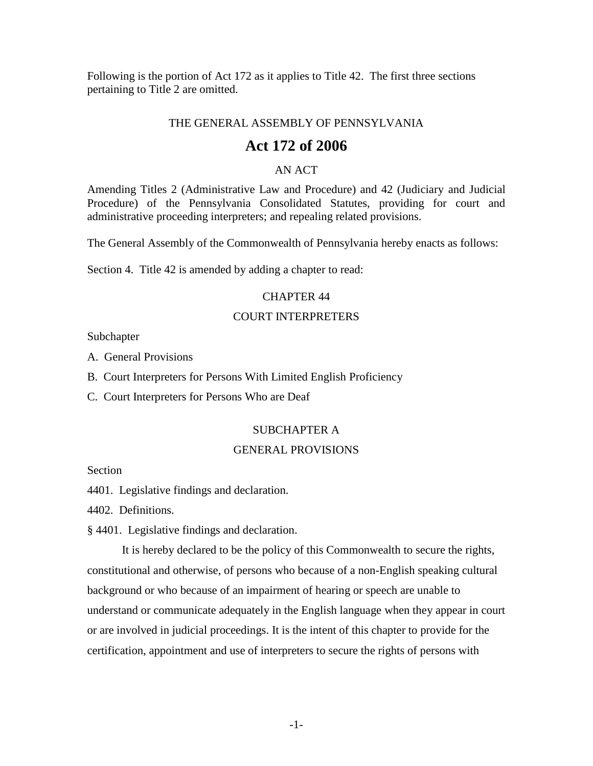Following is the portion of Act 172 as it applies to Title 42. The first three sections pertaining to Title 2 are omitted.

THE GENERAL ASSEMBLY OF PENNSYLVANIA

# Act 172 of 2006

AN ACT

Amending Titles 2 (Administrative Law and Procedure) and 42 (Judiciary and Judicial Procedure) of the Pennsylvania Consolidated Statutes, providing for court and administrative proceeding interpreters; and repealing related provisions.

The General Assembly of the Commonwealth of Pennsylvania hereby enacts as follows:

Section 4. Title 42 is amended by adding a chapter to read:

## CHAPTER 44

## COURT INTERPRETERS

Subchapter

A. General Provisions

B. Court Interpreters for Persons With Limited English Proficiency

C. Court Interpreters for Persons Who are Deaf

### SUBCHAPTER A

### GENERAL PROVISIONS

Section

4401. Legislative findings and declaration.

4402. Definitions.

§ 4401. Legislative findings and declaration.

It is hereby declared to be the policy of this Commonwealth to secure the rights, constitutional and otherwise, of persons who because of a non-English speaking cultural background or who because of an impairment of hearing or speech are unable to understand or communicate adequately in the English language when they appear in court or are involved in judicial proceedings. It is the intent of this chapter to provide for the certification, appointment and use of interpreters to secure the rights of persons with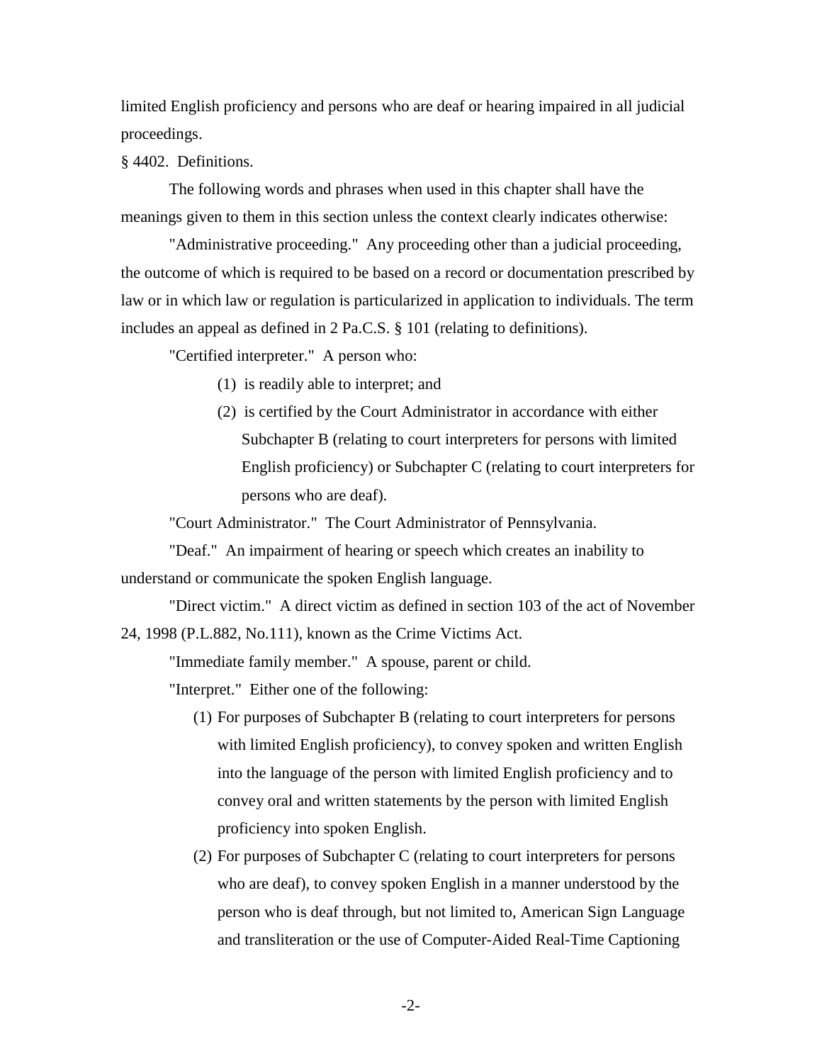limited English proficiency and persons who are deaf or hearing impaired in all judicial proceedings.

§ 4402. Definitions.

The following words and phrases when used in this chapter shall have the meanings given to them in this section unless the context clearly indicates otherwise:

"Administrative proceeding." Any proceeding other than a judicial proceeding, the outcome of which is required to be based on a record or documentation prescribed by law or in which law or regulation is particularized in application to individuals. The term includes an appeal as defined in 2 Pa.C.S. § 101 (relating to definitions).

"Certified interpreter." A person who:

(1) is readily able to interpret; and

(2) is certified by the Court Administrator in accordance with either Subchapter B (relating to court interpreters for persons with limited English proficiency) or Subchapter C (relating to court interpreters for persons who are deaf).

"Court Administrator." The Court Administrator of Pennsylvania.

"Deaf." An impairment of hearing or speech which creates an inability to understand or communicate the spoken English language.

"Direct victim." A direct victim as defined in section 103 of the act of November 24, 1998 (P.L.882, No.111), known as the Crime Victims Act.

"Immediate family member." A spouse, parent or child.

"Interpret." Either one of the following:

(1) For purposes of Subchapter B (relating to court interpreters for persons with limited English proficiency), to convey spoken and written English into the language of the person with limited English proficiency and to convey oral and written statements by the person with limited English proficiency into spoken English.

(2) For purposes of Subchapter C (relating to court interpreters for persons who are deaf), to convey spoken English in a manner understood by the person who is deaf through, but not limited to, American Sign Language and transliteration or the use of Computer-Aided Real-Time Captioning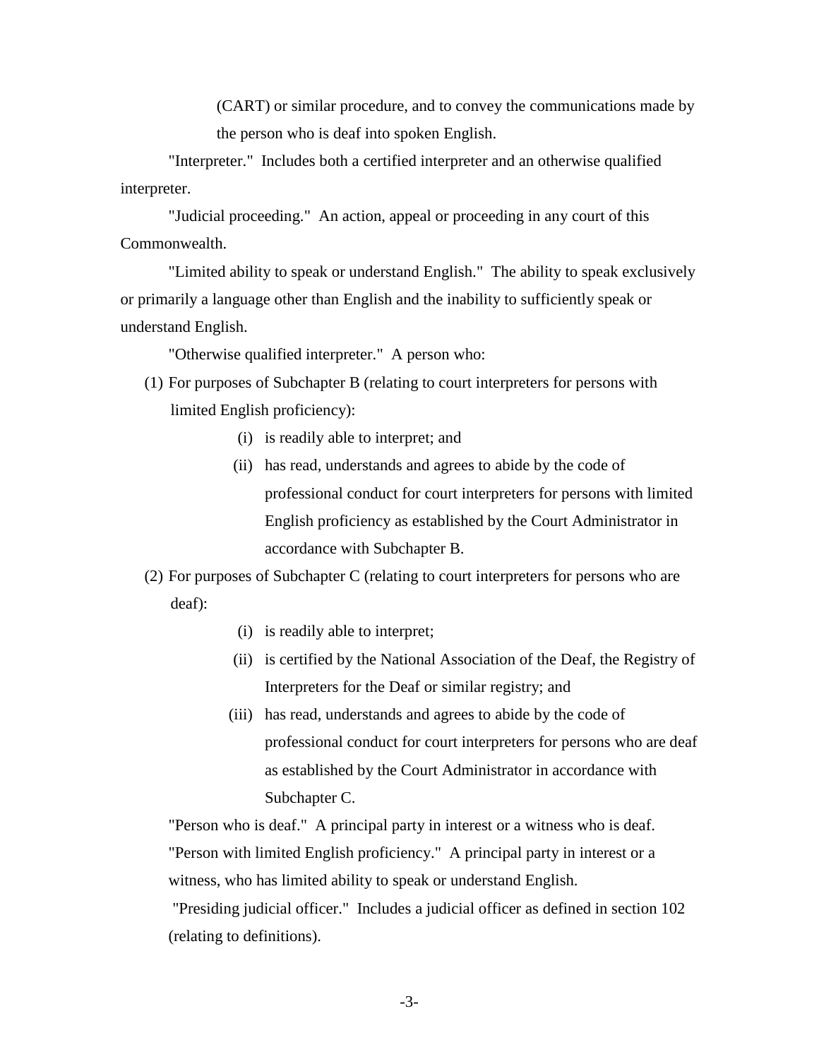(CART) or similar procedure, and to convey the communications made by the person who is deaf into spoken English.

"Interpreter." Includes both a certified interpreter and an otherwise qualified interpreter.

"Judicial proceeding." An action, appeal or proceeding in any court of this Commonwealth.

"Limited ability to speak or understand English." The ability to speak exclusively or primarily a language other than English and the inability to sufficiently speak or understand English.

"Otherwise qualified interpreter." A person who:

(1) For purposes of Subchapter B (relating to court interpreters for persons with limited English proficiency):

  (i) is readily able to interpret; and

  (ii) has read, understands and agrees to abide by the code of professional conduct for court interpreters for persons with limited English proficiency as established by the Court Administrator in accordance with Subchapter B.

(2) For purposes of Subchapter C (relating to court interpreters for persons who are deaf):

  (i) is readily able to interpret;

  (ii) is certified by the National Association of the Deaf, the Registry of Interpreters for the Deaf or similar registry; and

  (iii) has read, understands and agrees to abide by the code of professional conduct for court interpreters for persons who are deaf as established by the Court Administrator in accordance with Subchapter C.

"Person who is deaf." A principal party in interest or a witness who is deaf.

"Person with limited English proficiency." A principal party in interest or a witness, who has limited ability to speak or understand English.

"Presiding judicial officer." Includes a judicial officer as defined in section 102 (relating to definitions).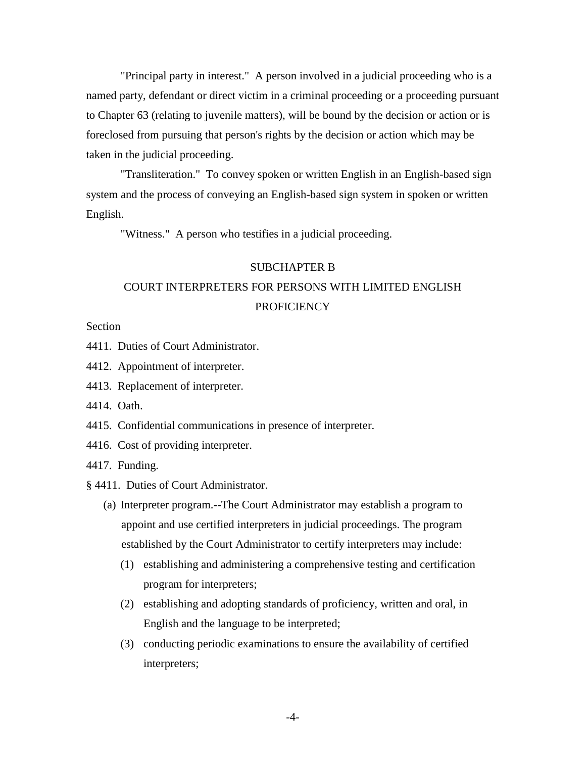"Principal party in interest." A person involved in a judicial proceeding who is a named party, defendant or direct victim in a criminal proceeding or a proceeding pursuant to Chapter 63 (relating to juvenile matters), will be bound by the decision or action or is foreclosed from pursuing that person's rights by the decision or action which may be taken in the judicial proceeding.

"Transliteration." To convey spoken or written English in an English-based sign system and the process of conveying an English-based sign system in spoken or written English.

"Witness." A person who testifies in a judicial proceeding.

## SUBCHAPTER B

## COURT INTERPRETERS FOR PERSONS WITH LIMITED ENGLISH PROFICIENCY

Section

4411. Duties of Court Administrator.

4412. Appointment of interpreter.

4413. Replacement of interpreter.

4414. Oath.

4415. Confidential communications in presence of interpreter.

4416. Cost of providing interpreter.

4417. Funding.

§ 4411. Duties of Court Administrator.

(a) Interpreter program.--The Court Administrator may establish a program to appoint and use certified interpreters in judicial proceedings. The program established by the Court Administrator to certify interpreters may include:

(1) establishing and administering a comprehensive testing and certification program for interpreters;

(2) establishing and adopting standards of proficiency, written and oral, in English and the language to be interpreted;

(3) conducting periodic examinations to ensure the availability of certified interpreters;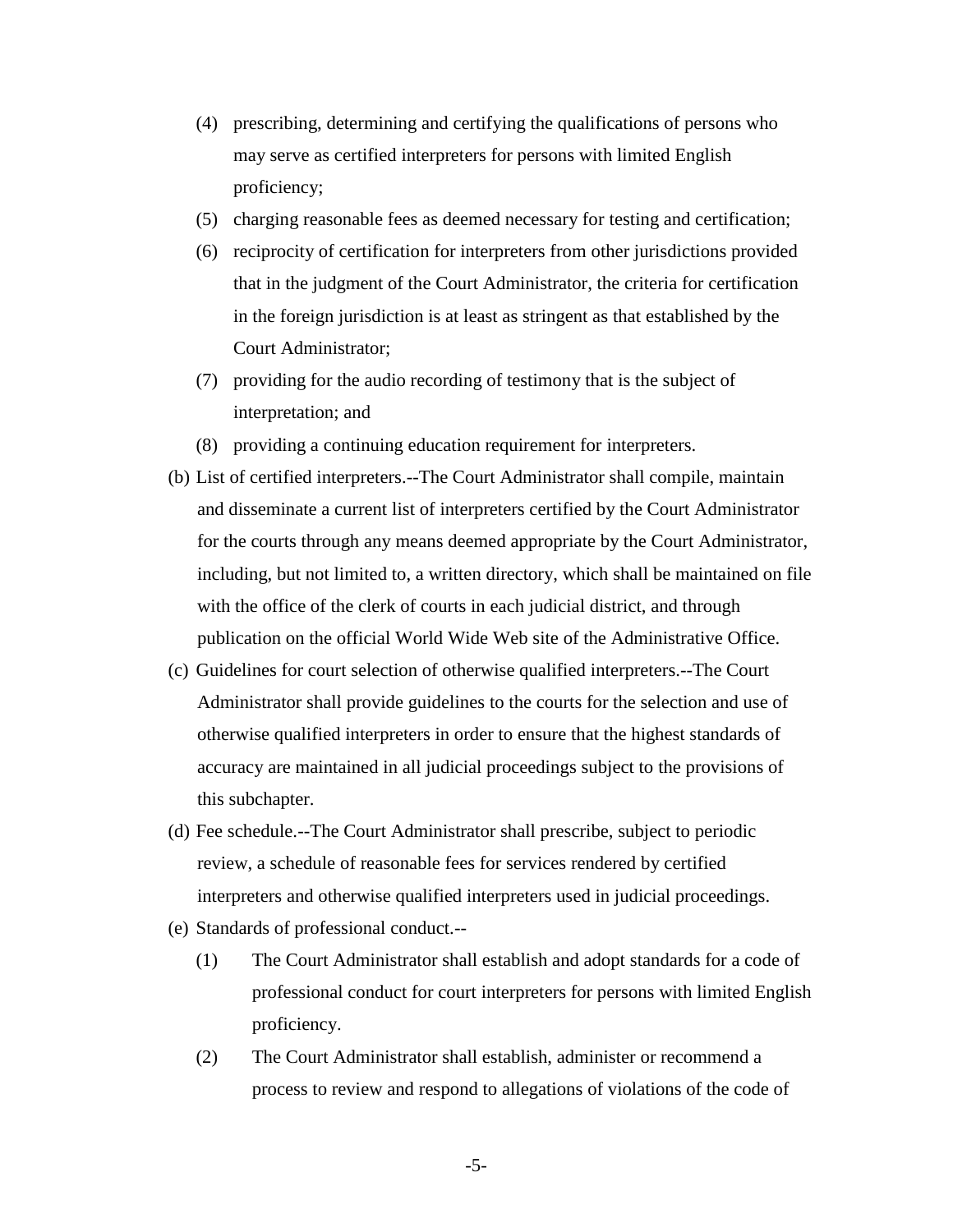(4) prescribing, determining and certifying the qualifications of persons who may serve as certified interpreters for persons with limited English proficiency;

(5) charging reasonable fees as deemed necessary for testing and certification;

(6) reciprocity of certification for interpreters from other jurisdictions provided that in the judgment of the Court Administrator, the criteria for certification in the foreign jurisdiction is at least as stringent as that established by the Court Administrator;

(7) providing for the audio recording of testimony that is the subject of interpretation; and

(8) providing a continuing education requirement for interpreters.

(b) List of certified interpreters.--The Court Administrator shall compile, maintain and disseminate a current list of interpreters certified by the Court Administrator for the courts through any means deemed appropriate by the Court Administrator, including, but not limited to, a written directory, which shall be maintained on file with the office of the clerk of courts in each judicial district, and through publication on the official World Wide Web site of the Administrative Office.

(c) Guidelines for court selection of otherwise qualified interpreters.--The Court Administrator shall provide guidelines to the courts for the selection and use of otherwise qualified interpreters in order to ensure that the highest standards of accuracy are maintained in all judicial proceedings subject to the provisions of this subchapter.

(d) Fee schedule.--The Court Administrator shall prescribe, subject to periodic review, a schedule of reasonable fees for services rendered by certified interpreters and otherwise qualified interpreters used in judicial proceedings.

(e) Standards of professional conduct.--

(1) The Court Administrator shall establish and adopt standards for a code of professional conduct for court interpreters for persons with limited English proficiency.

(2) The Court Administrator shall establish, administer or recommend a process to review and respond to allegations of violations of the code of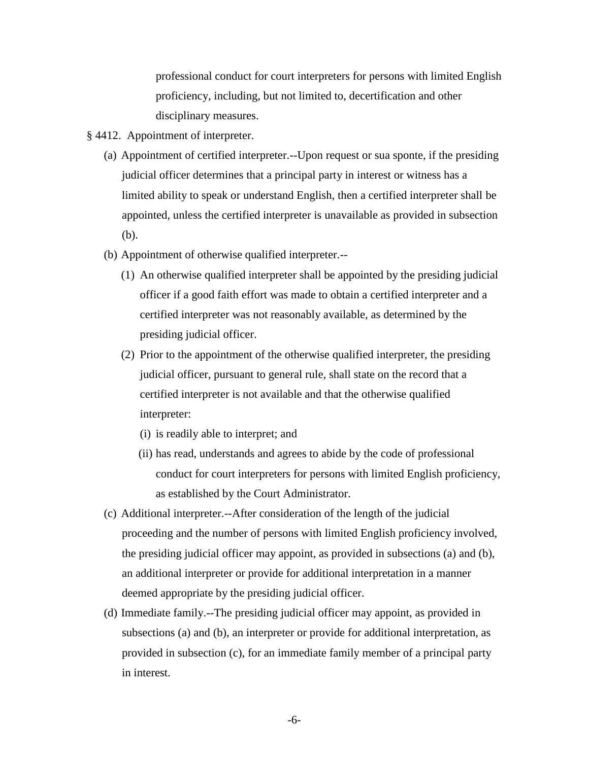professional conduct for court interpreters for persons with limited English proficiency, including, but not limited to, decertification and other disciplinary measures.

§ 4412. Appointment of interpreter.

(a) Appointment of certified interpreter.--Upon request or sua sponte, if the presiding judicial officer determines that a principal party in interest or witness has a limited ability to speak or understand English, then a certified interpreter shall be appointed, unless the certified interpreter is unavailable as provided in subsection (b).

(b) Appointment of otherwise qualified interpreter.--

(1) An otherwise qualified interpreter shall be appointed by the presiding judicial officer if a good faith effort was made to obtain a certified interpreter and a certified interpreter was not reasonably available, as determined by the presiding judicial officer.

(2) Prior to the appointment of the otherwise qualified interpreter, the presiding judicial officer, pursuant to general rule, shall state on the record that a certified interpreter is not available and that the otherwise qualified interpreter:

(i) is readily able to interpret; and

(ii) has read, understands and agrees to abide by the code of professional conduct for court interpreters for persons with limited English proficiency, as established by the Court Administrator.

(c) Additional interpreter.--After consideration of the length of the judicial proceeding and the number of persons with limited English proficiency involved, the presiding judicial officer may appoint, as provided in subsections (a) and (b), an additional interpreter or provide for additional interpretation in a manner deemed appropriate by the presiding judicial officer.

(d) Immediate family.--The presiding judicial officer may appoint, as provided in subsections (a) and (b), an interpreter or provide for additional interpretation, as provided in subsection (c), for an immediate family member of a principal party in interest.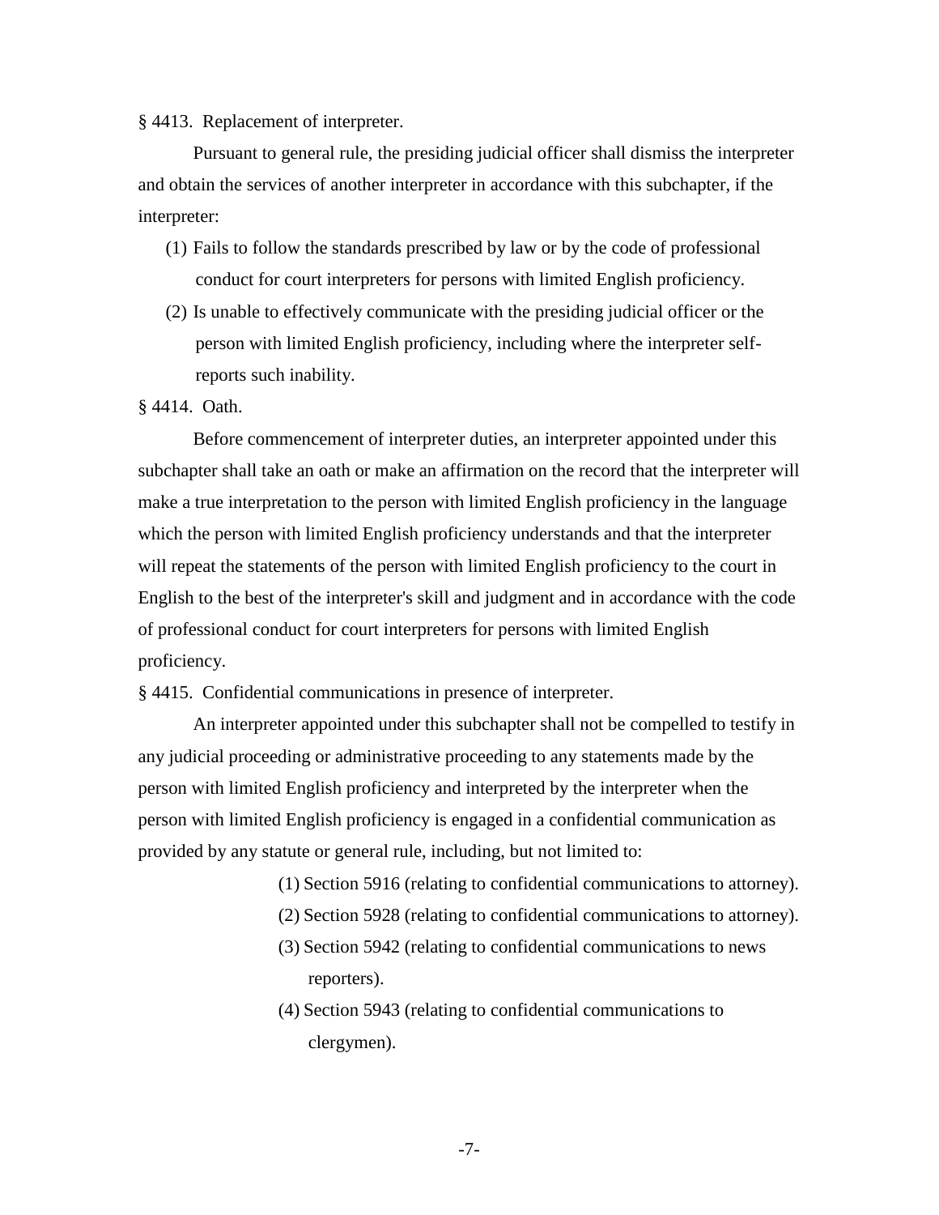§ 4413. Replacement of interpreter.

Pursuant to general rule, the presiding judicial officer shall dismiss the interpreter and obtain the services of another interpreter in accordance with this subchapter, if the interpreter:

(1) Fails to follow the standards prescribed by law or by the code of professional conduct for court interpreters for persons with limited English proficiency.

(2) Is unable to effectively communicate with the presiding judicial officer or the person with limited English proficiency, including where the interpreter self-reports such inability.

§ 4414. Oath.

Before commencement of interpreter duties, an interpreter appointed under this subchapter shall take an oath or make an affirmation on the record that the interpreter will make a true interpretation to the person with limited English proficiency in the language which the person with limited English proficiency understands and that the interpreter will repeat the statements of the person with limited English proficiency to the court in English to the best of the interpreter's skill and judgment and in accordance with the code of professional conduct for court interpreters for persons with limited English proficiency.

§ 4415. Confidential communications in presence of interpreter.

An interpreter appointed under this subchapter shall not be compelled to testify in any judicial proceeding or administrative proceeding to any statements made by the person with limited English proficiency and interpreted by the interpreter when the person with limited English proficiency is engaged in a confidential communication as provided by any statute or general rule, including, but not limited to:

(1) Section 5916 (relating to confidential communications to attorney).

(2) Section 5928 (relating to confidential communications to attorney).

(3) Section 5942 (relating to confidential communications to news reporters).

(4) Section 5943 (relating to confidential communications to clergymen).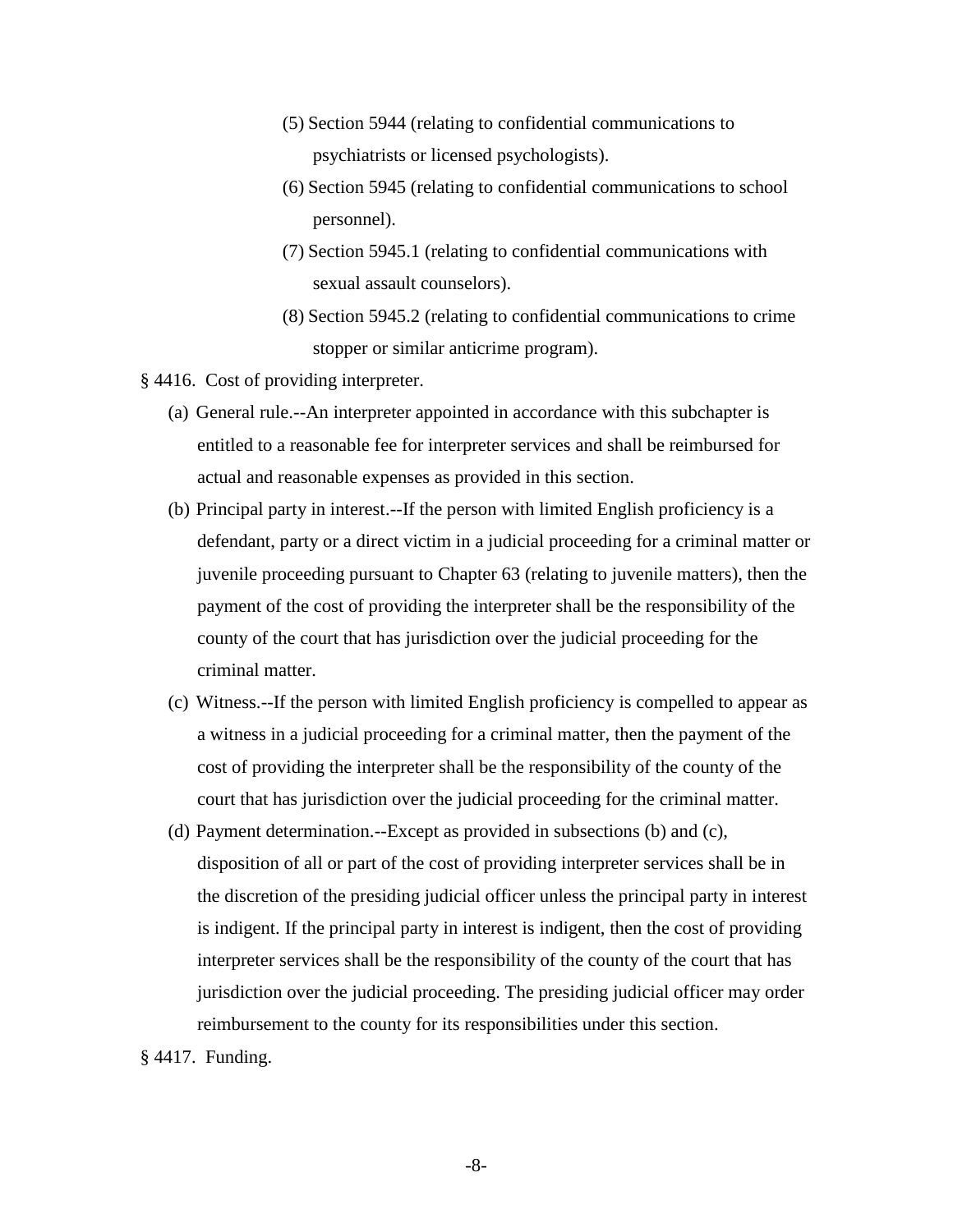(5) Section 5944 (relating to confidential communications to psychiatrists or licensed psychologists).

(6) Section 5945 (relating to confidential communications to school personnel).

(7) Section 5945.1 (relating to confidential communications with sexual assault counselors).

(8) Section 5945.2 (relating to confidential communications to crime stopper or similar anticrime program).

§ 4416. Cost of providing interpreter.

(a) General rule.--An interpreter appointed in accordance with this subchapter is entitled to a reasonable fee for interpreter services and shall be reimbursed for actual and reasonable expenses as provided in this section.

(b) Principal party in interest.--If the person with limited English proficiency is a defendant, party or a direct victim in a judicial proceeding for a criminal matter or juvenile proceeding pursuant to Chapter 63 (relating to juvenile matters), then the payment of the cost of providing the interpreter shall be the responsibility of the county of the court that has jurisdiction over the judicial proceeding for the criminal matter.

(c) Witness.--If the person with limited English proficiency is compelled to appear as a witness in a judicial proceeding for a criminal matter, then the payment of the cost of providing the interpreter shall be the responsibility of the county of the court that has jurisdiction over the judicial proceeding for the criminal matter.

(d) Payment determination.--Except as provided in subsections (b) and (c), disposition of all or part of the cost of providing interpreter services shall be in the discretion of the presiding judicial officer unless the principal party in interest is indigent. If the principal party in interest is indigent, then the cost of providing interpreter services shall be the responsibility of the county of the court that has jurisdiction over the judicial proceeding. The presiding judicial officer may order reimbursement to the county for its responsibilities under this section.

§ 4417. Funding.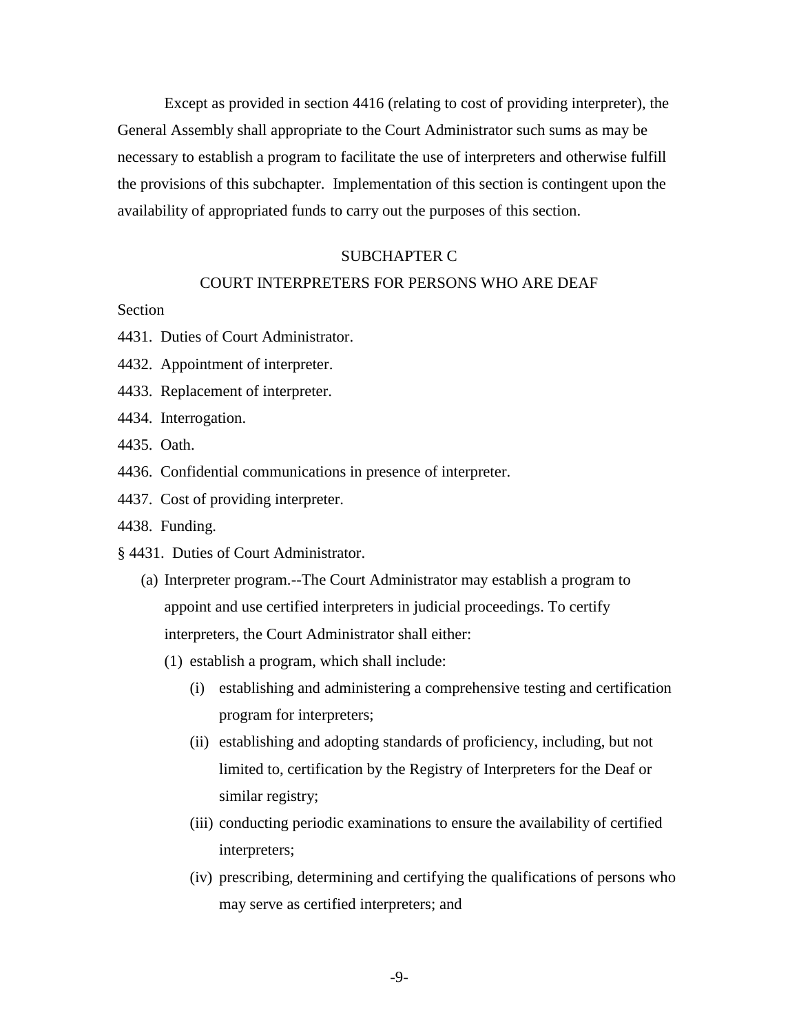Except as provided in section 4416 (relating to cost of providing interpreter), the General Assembly shall appropriate to the Court Administrator such sums as may be necessary to establish a program to facilitate the use of interpreters and otherwise fulfill the provisions of this subchapter. Implementation of this section is contingent upon the availability of appropriated funds to carry out the purposes of this section.

## SUBCHAPTER C

## COURT INTERPRETERS FOR PERSONS WHO ARE DEAF

Section

4431. Duties of Court Administrator.

4432. Appointment of interpreter.

4433. Replacement of interpreter.

4434. Interrogation.

4435. Oath.

4436. Confidential communications in presence of interpreter.

4437. Cost of providing interpreter.

4438. Funding.

§ 4431. Duties of Court Administrator.

(a) Interpreter program.--The Court Administrator may establish a program to appoint and use certified interpreters in judicial proceedings. To certify interpreters, the Court Administrator shall either:

(1) establish a program, which shall include:

(i) establishing and administering a comprehensive testing and certification program for interpreters;

(ii) establishing and adopting standards of proficiency, including, but not limited to, certification by the Registry of Interpreters for the Deaf or similar registry;

(iii) conducting periodic examinations to ensure the availability of certified interpreters;

(iv) prescribing, determining and certifying the qualifications of persons who may serve as certified interpreters; and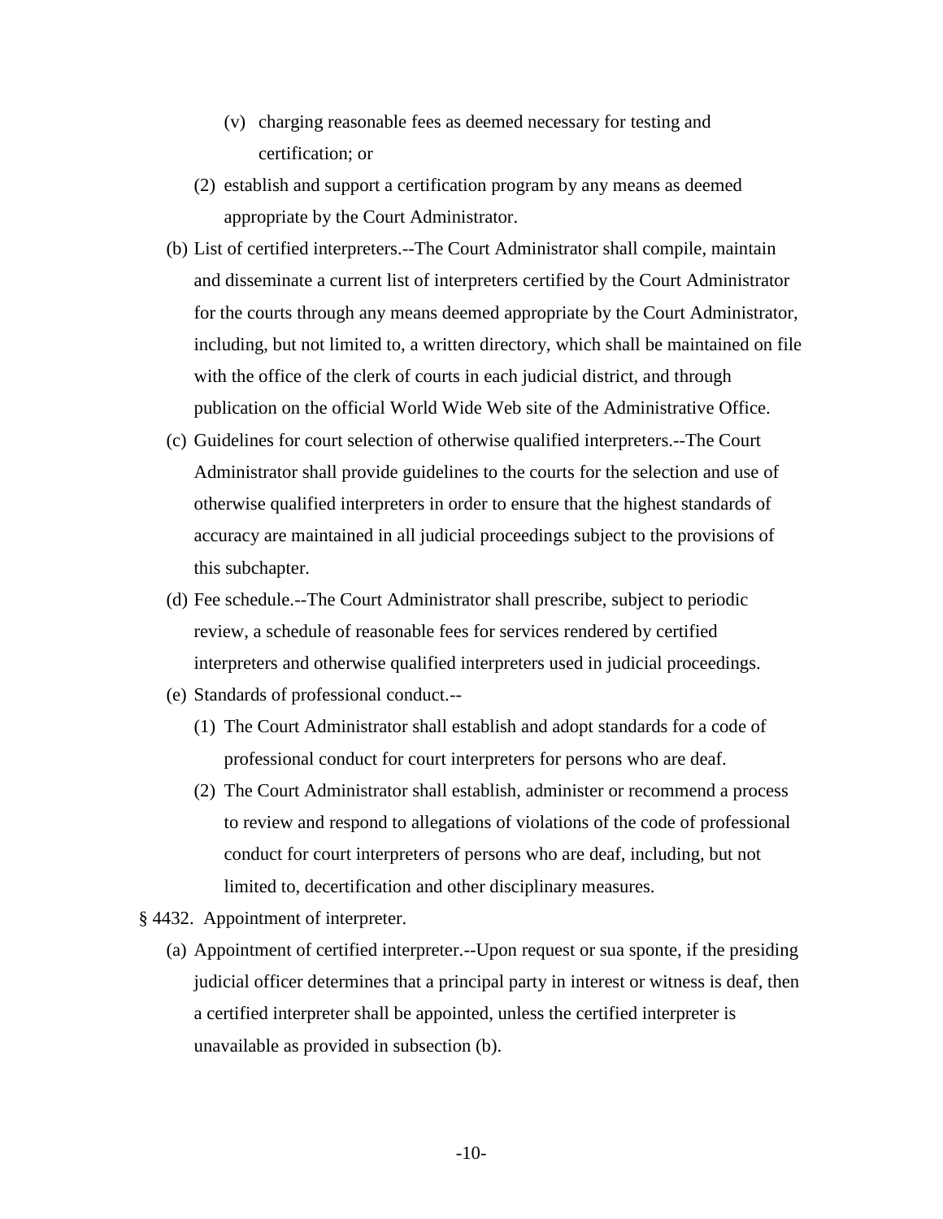(v) charging reasonable fees as deemed necessary for testing and certification; or

(2) establish and support a certification program by any means as deemed appropriate by the Court Administrator.

(b) List of certified interpreters.--The Court Administrator shall compile, maintain and disseminate a current list of interpreters certified by the Court Administrator for the courts through any means deemed appropriate by the Court Administrator, including, but not limited to, a written directory, which shall be maintained on file with the office of the clerk of courts in each judicial district, and through publication on the official World Wide Web site of the Administrative Office.

(c) Guidelines for court selection of otherwise qualified interpreters.--The Court Administrator shall provide guidelines to the courts for the selection and use of otherwise qualified interpreters in order to ensure that the highest standards of accuracy are maintained in all judicial proceedings subject to the provisions of this subchapter.

(d) Fee schedule.--The Court Administrator shall prescribe, subject to periodic review, a schedule of reasonable fees for services rendered by certified interpreters and otherwise qualified interpreters used in judicial proceedings.

(e) Standards of professional conduct.--

(1) The Court Administrator shall establish and adopt standards for a code of professional conduct for court interpreters for persons who are deaf.

(2) The Court Administrator shall establish, administer or recommend a process to review and respond to allegations of violations of the code of professional conduct for court interpreters of persons who are deaf, including, but not limited to, decertification and other disciplinary measures.

§ 4432. Appointment of interpreter.

(a) Appointment of certified interpreter.--Upon request or sua sponte, if the presiding judicial officer determines that a principal party in interest or witness is deaf, then a certified interpreter shall be appointed, unless the certified interpreter is unavailable as provided in subsection (b).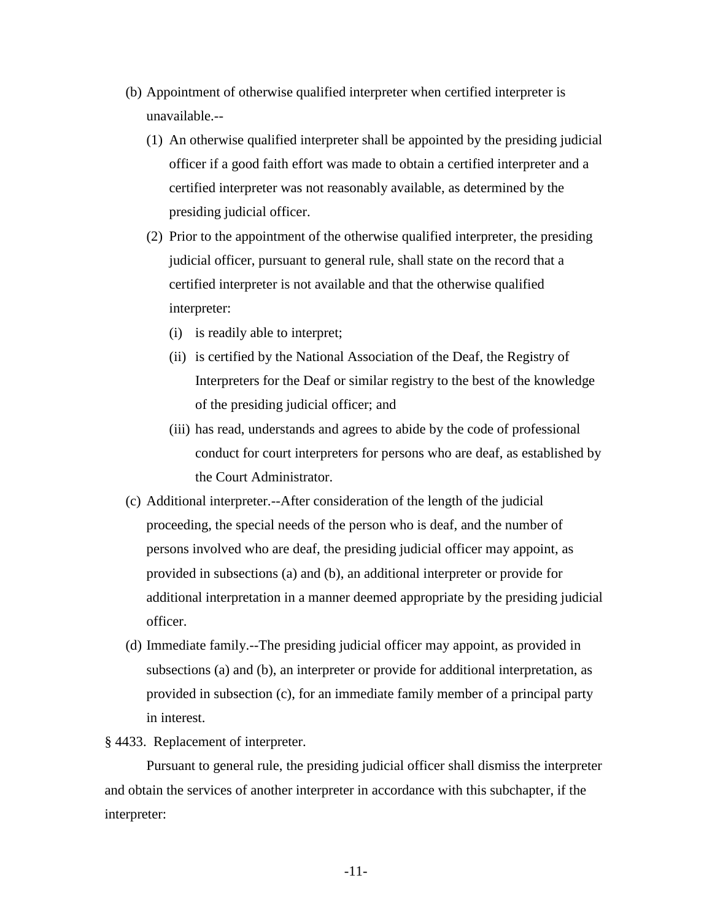(b) Appointment of otherwise qualified interpreter when certified interpreter is unavailable.--

(1) An otherwise qualified interpreter shall be appointed by the presiding judicial officer if a good faith effort was made to obtain a certified interpreter and a certified interpreter was not reasonably available, as determined by the presiding judicial officer.

(2) Prior to the appointment of the otherwise qualified interpreter, the presiding judicial officer, pursuant to general rule, shall state on the record that a certified interpreter is not available and that the otherwise qualified interpreter:

(i) is readily able to interpret;

(ii) is certified by the National Association of the Deaf, the Registry of Interpreters for the Deaf or similar registry to the best of the knowledge of the presiding judicial officer; and

(iii) has read, understands and agrees to abide by the code of professional conduct for court interpreters for persons who are deaf, as established by the Court Administrator.

(c) Additional interpreter.--After consideration of the length of the judicial proceeding, the special needs of the person who is deaf, and the number of persons involved who are deaf, the presiding judicial officer may appoint, as provided in subsections (a) and (b), an additional interpreter or provide for additional interpretation in a manner deemed appropriate by the presiding judicial officer.

(d) Immediate family.--The presiding judicial officer may appoint, as provided in subsections (a) and (b), an interpreter or provide for additional interpretation, as provided in subsection (c), for an immediate family member of a principal party in interest.

§ 4433. Replacement of interpreter.

Pursuant to general rule, the presiding judicial officer shall dismiss the interpreter and obtain the services of another interpreter in accordance with this subchapter, if the interpreter: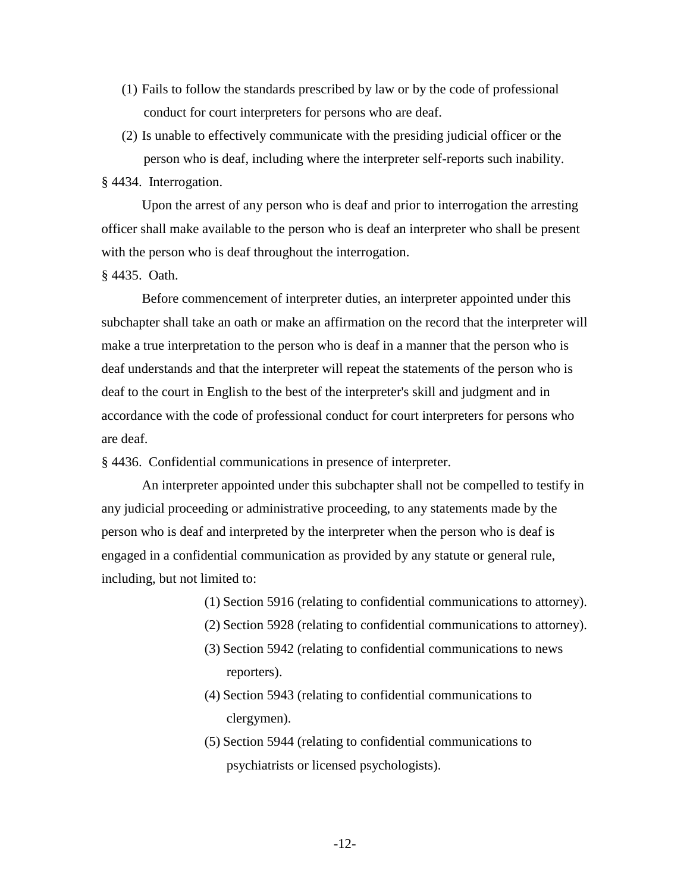(1) Fails to follow the standards prescribed by law or by the code of professional conduct for court interpreters for persons who are deaf.

(2) Is unable to effectively communicate with the presiding judicial officer or the person who is deaf, including where the interpreter self-reports such inability.

§ 4434. Interrogation.

Upon the arrest of any person who is deaf and prior to interrogation the arresting officer shall make available to the person who is deaf an interpreter who shall be present with the person who is deaf throughout the interrogation.

§ 4435. Oath.

Before commencement of interpreter duties, an interpreter appointed under this subchapter shall take an oath or make an affirmation on the record that the interpreter will make a true interpretation to the person who is deaf in a manner that the person who is deaf understands and that the interpreter will repeat the statements of the person who is deaf to the court in English to the best of the interpreter's skill and judgment and in accordance with the code of professional conduct for court interpreters for persons who are deaf.

§ 4436. Confidential communications in presence of interpreter.

An interpreter appointed under this subchapter shall not be compelled to testify in any judicial proceeding or administrative proceeding, to any statements made by the person who is deaf and interpreted by the interpreter when the person who is deaf is engaged in a confidential communication as provided by any statute or general rule, including, but not limited to:

(1) Section 5916 (relating to confidential communications to attorney).

(2) Section 5928 (relating to confidential communications to attorney).

(3) Section 5942 (relating to confidential communications to news reporters).

(4) Section 5943 (relating to confidential communications to clergymen).

(5) Section 5944 (relating to confidential communications to psychiatrists or licensed psychologists).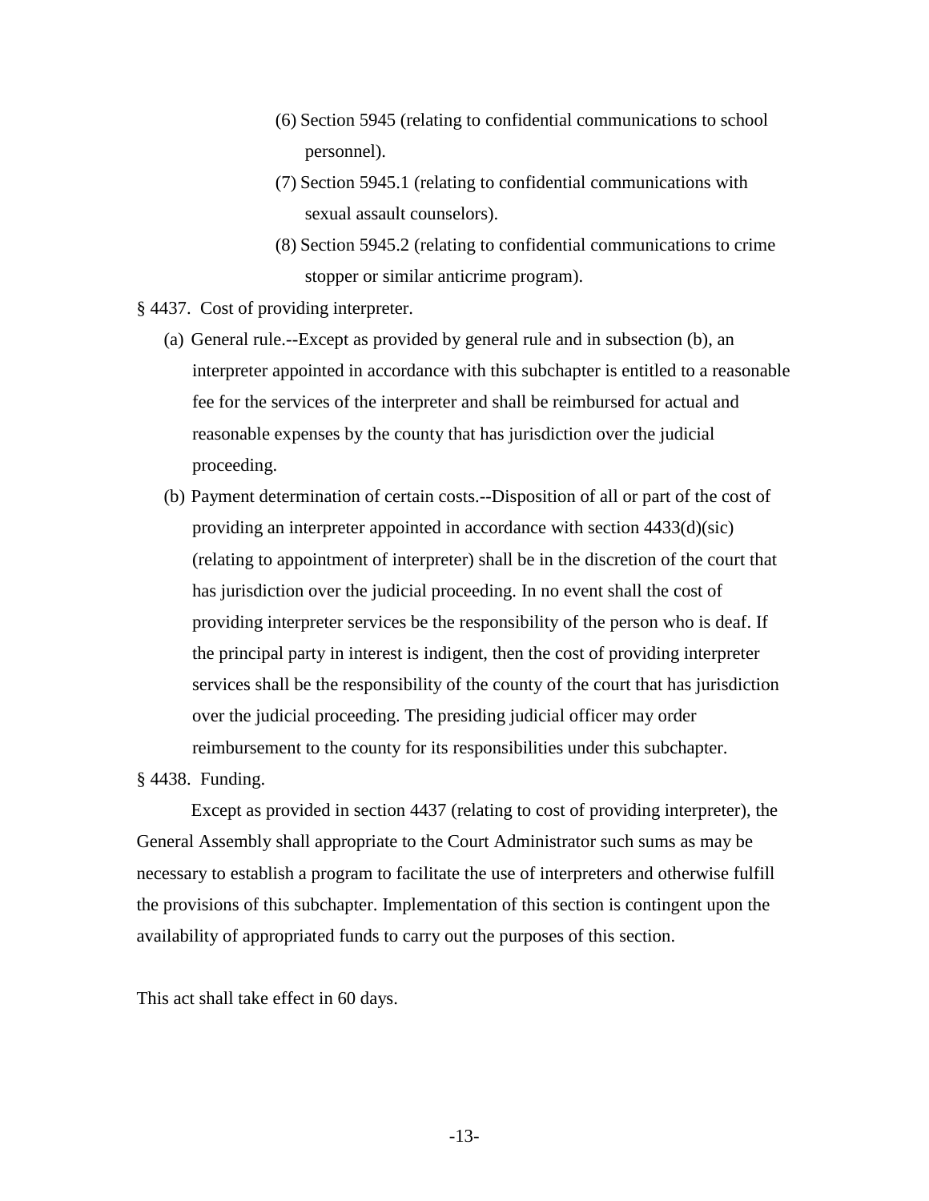(6) Section 5945 (relating to confidential communications to school personnel).

(7) Section 5945.1 (relating to confidential communications with sexual assault counselors).

(8) Section 5945.2 (relating to confidential communications to crime stopper or similar anticrime program).

§ 4437. Cost of providing interpreter.

(a) General rule.--Except as provided by general rule and in subsection (b), an interpreter appointed in accordance with this subchapter is entitled to a reasonable fee for the services of the interpreter and shall be reimbursed for actual and reasonable expenses by the county that has jurisdiction over the judicial proceeding.

(b) Payment determination of certain costs.--Disposition of all or part of the cost of providing an interpreter appointed in accordance with section 4433(d)(sic) (relating to appointment of interpreter) shall be in the discretion of the court that has jurisdiction over the judicial proceeding. In no event shall the cost of providing interpreter services be the responsibility of the person who is deaf. If the principal party in interest is indigent, then the cost of providing interpreter services shall be the responsibility of the county of the court that has jurisdiction over the judicial proceeding. The presiding judicial officer may order reimbursement to the county for its responsibilities under this subchapter.

§ 4438. Funding.

Except as provided in section 4437 (relating to cost of providing interpreter), the General Assembly shall appropriate to the Court Administrator such sums as may be necessary to establish a program to facilitate the use of interpreters and otherwise fulfill the provisions of this subchapter. Implementation of this section is contingent upon the availability of appropriated funds to carry out the purposes of this section.

This act shall take effect in 60 days.